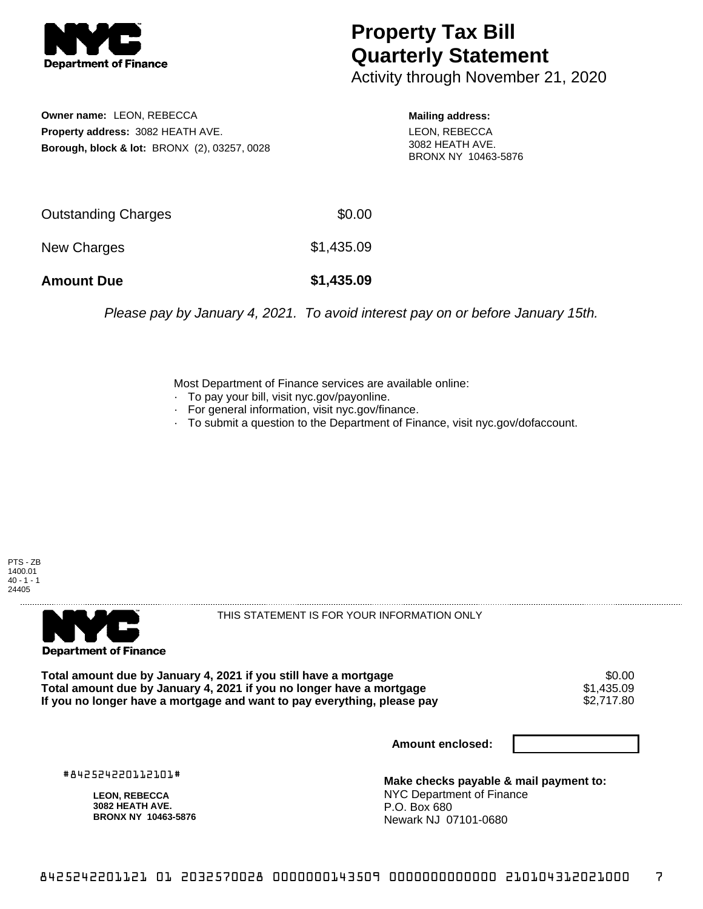# Property Tax Bill Quarterly Statement

Activity through November 21, 2020

**Owner name:** LEON, REBECCA
**Property address:** 3082 HEATH AVE.
**Borough, block & lot:** BRONX (2), 03257, 0028

**Mailing address:**
LEON, REBECCA
3082 HEATH AVE.
BRONX NY 10463-5876

| | |
|---|---|
| Outstanding Charges | $0.00 |
| New Charges | $1,435.09 |
| **Amount Due** | **$1,435.09** |

*Please pay by January 4, 2021. To avoid interest pay on or before January 15th.*

Most Department of Finance services are available online:
- To pay your bill, visit nyc.gov/payonline.
- For general information, visit nyc.gov/finance.
- To submit a question to the Department of Finance, visit nyc.gov/dofaccount.

PTS - ZB
1400.01
40 - 1 - 1
24405

THIS STATEMENT IS FOR YOUR INFORMATION ONLY

| | |
|---|---|
| **Total amount due by January 4, 2021 if you still have a mortgage** | $0.00 |
| **Total amount due by January 4, 2021 if you no longer have a mortgage** | $1,435.09 |
| **If you no longer have a mortgage and want to pay everything, please pay** | $2,717.80 |

**Amount enclosed:**

#842524220112101#

**LEON, REBECCA**
**3082 HEATH AVE.**
**BRONX NY 10463-5876**

**Make checks payable & mail payment to:**
NYC Department of Finance
P.O. Box 680
Newark NJ 07101-0680

842524220112101 01 2032570028 0000000143509 0000000000000 210104312021000 7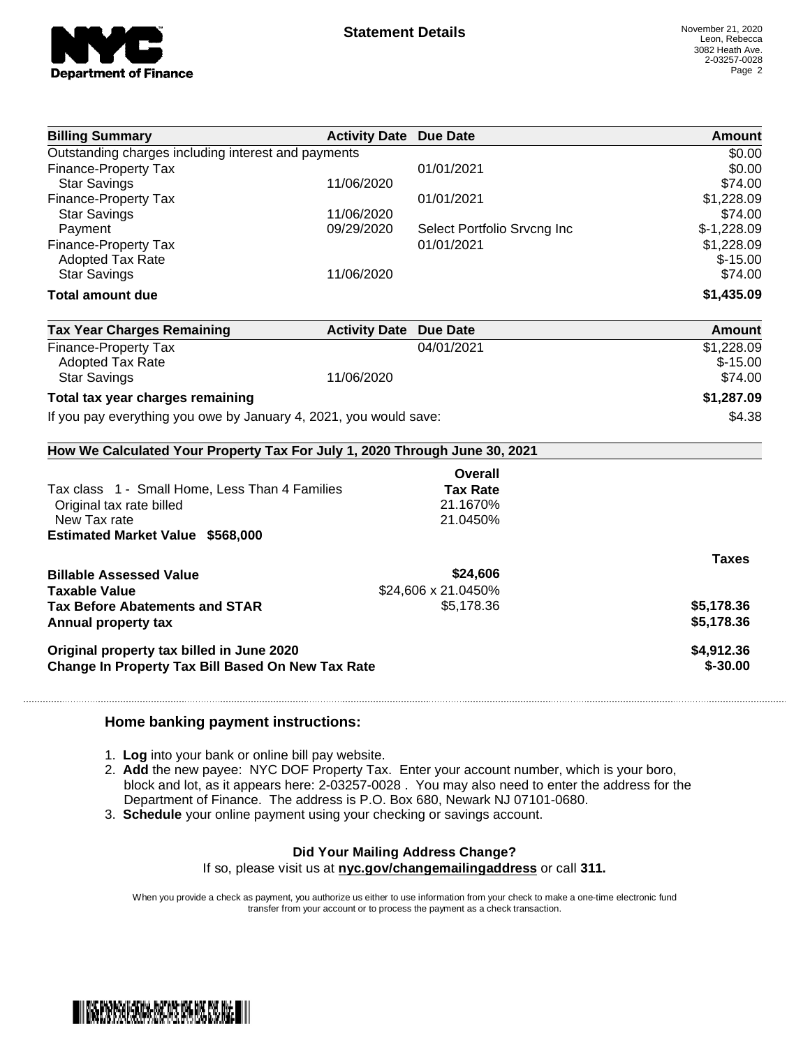## Statement Details

November 21, 2020
Leon, Rebecca
3082 Heath Ave.
2-03257-0028

| Billing Summary | Activity Date | Due Date | Amount |
| --- | --- | --- | --- |
| Outstanding charges including interest and payments | | | $0.00 |
| Finance-Property Tax | | 01/01/2021 | $0.00 |
| Star Savings | 11/06/2020 | | $74.00 |
| Finance-Property Tax | | 01/01/2021 | $1,228.09 |
| Star Savings | 11/06/2020 | | $74.00 |
| Payment | 09/29/2020 | Select Portfolio Srvcng Inc | $-1,228.09 |
| Finance-Property Tax | | 01/01/2021 | $1,228.09 |
| Adopted Tax Rate | | | $-15.00 |
| Star Savings | 11/06/2020 | | $74.00 |
| **Total amount due** | | | **$1,435.09** |

| Tax Year Charges Remaining | Activity Date | Due Date | Amount |
| --- | --- | --- | --- |
| Finance-Property Tax | | 04/01/2021 | $1,228.09 |
| Adopted Tax Rate | | | $-15.00 |
| Star Savings | 11/06/2020 | | $74.00 |
| **Total tax year charges remaining** | | | **$1,287.09** |
| If you pay everything you owe by January 4, 2021, you would save: | | | $4.38 |

### How We Calculated Your Property Tax For July 1, 2020 Through June 30, 2021

| | Overall Tax Rate | |
| --- | --- | --- |
| Tax class 1 - Small Home, Less Than 4 Families | | |
| Original tax rate billed | 21.1670% | |
| New Tax rate | 21.0450% | |
| **Estimated Market Value $568,000** | | |
| | | **Taxes** |
| **Billable Assessed Value** | **$24,606** | |
| **Taxable Value** | $24,606 x 21.0450% | |
| **Tax Before Abatements and STAR** | $5,178.36 | **$5,178.36** |
| **Annual property tax** | | **$5,178.36** |
| **Original property tax billed in June 2020** | | **$4,912.36** |
| **Change In Property Tax Bill Based On New Tax Rate** | | **$-30.00** |

### Home banking payment instructions:

1. **Log** into your bank or online bill pay website.
2. **Add** the new payee: NYC DOF Property Tax. Enter your account number, which is your boro, block and lot, as it appears here: 2-03257-0028 . You may also need to enter the address for the Department of Finance. The address is P.O. Box 680, Newark NJ 07101-0680.
3. **Schedule** your online payment using your checking or savings account.

**Did Your Mailing Address Change?**
If so, please visit us at **nyc.gov/changemailingaddress** or call **311.**

When you provide a check as payment, you authorize us either to use information from your check to make a one-time electronic fund transfer from your account or to process the payment as a check transaction.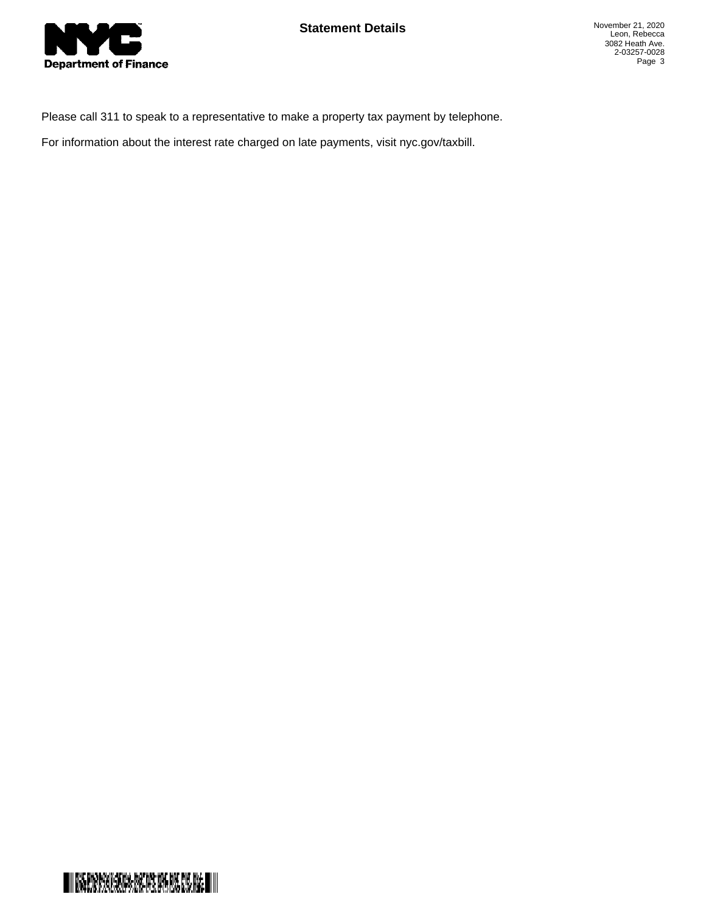Please call 311 to speak to a representative to make a property tax payment by telephone.

For information about the interest rate charged on late payments, visit nyc.gov/taxbill.